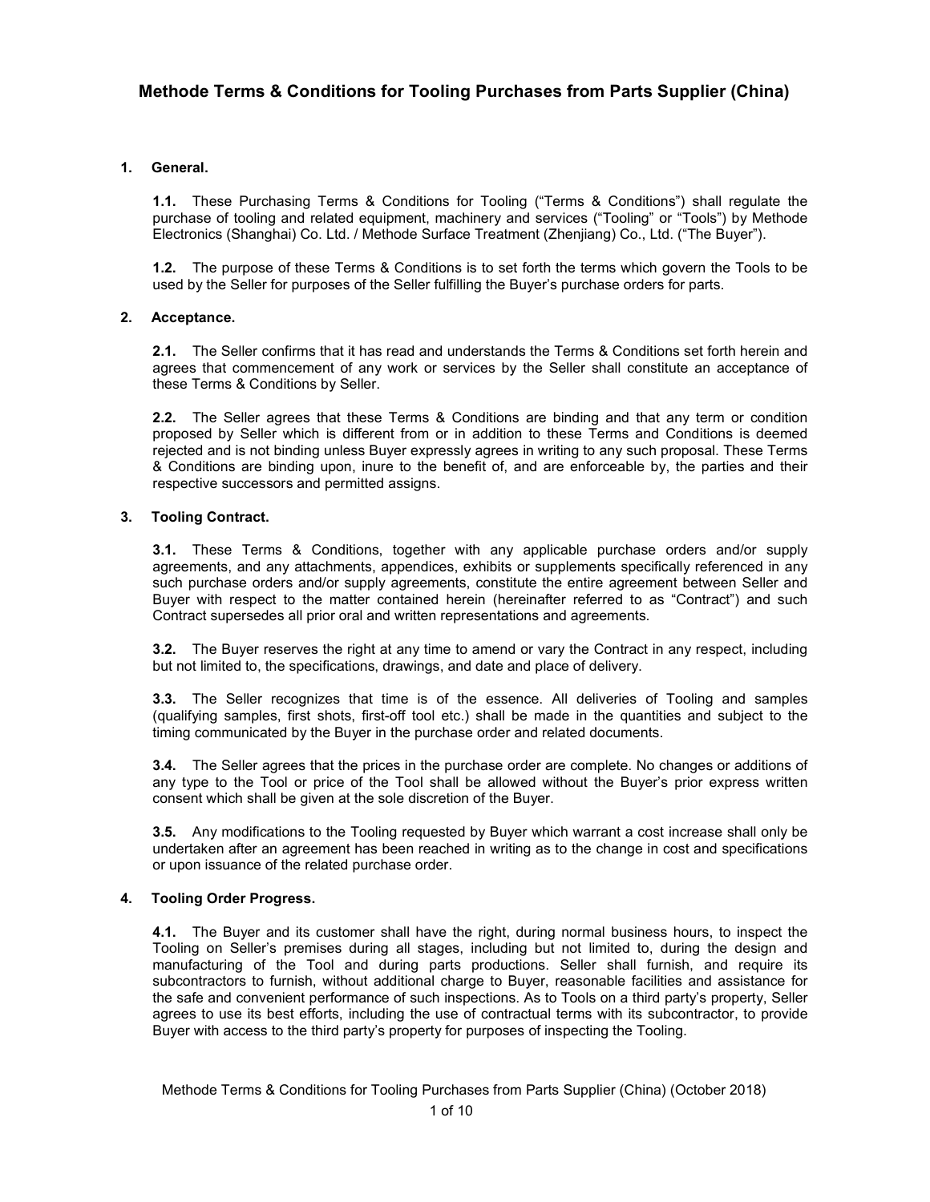# Methode Terms & Conditions for Tooling Purchases from Parts Supplier (China)

**1. General.**

**1.1.** These Purchasing Terms & Conditions for Tooling ("Terms & Conditions") shall regulate the purchase of tooling and related equipment, machinery and services ("Tooling" or "Tools") by Methode Electronics (Shanghai) Co. Ltd. / Methode Surface Treatment (Zhenjiang) Co., Ltd. ("The Buyer").

**1.2.** The purpose of these Terms & Conditions is to set forth the terms which govern the Tools to be used by the Seller for purposes of the Seller fulfilling the Buyer's purchase orders for parts.

**2. Acceptance.**

**2.1.** The Seller confirms that it has read and understands the Terms & Conditions set forth herein and agrees that commencement of any work or services by the Seller shall constitute an acceptance of these Terms & Conditions by Seller.

**2.2.** The Seller agrees that these Terms & Conditions are binding and that any term or condition proposed by Seller which is different from or in addition to these Terms and Conditions is deemed rejected and is not binding unless Buyer expressly agrees in writing to any such proposal. These Terms & Conditions are binding upon, inure to the benefit of, and are enforceable by, the parties and their respective successors and permitted assigns.

**3. Tooling Contract.**

**3.1.** These Terms & Conditions, together with any applicable purchase orders and/or supply agreements, and any attachments, appendices, exhibits or supplements specifically referenced in any such purchase orders and/or supply agreements, constitute the entire agreement between Seller and Buyer with respect to the matter contained herein (hereinafter referred to as "Contract") and such Contract supersedes all prior oral and written representations and agreements.

**3.2.** The Buyer reserves the right at any time to amend or vary the Contract in any respect, including but not limited to, the specifications, drawings, and date and place of delivery.

**3.3.** The Seller recognizes that time is of the essence. All deliveries of Tooling and samples (qualifying samples, first shots, first-off tool etc.) shall be made in the quantities and subject to the timing communicated by the Buyer in the purchase order and related documents.

**3.4.** The Seller agrees that the prices in the purchase order are complete. No changes or additions of any type to the Tool or price of the Tool shall be allowed without the Buyer's prior express written consent which shall be given at the sole discretion of the Buyer.

**3.5.** Any modifications to the Tooling requested by Buyer which warrant a cost increase shall only be undertaken after an agreement has been reached in writing as to the change in cost and specifications or upon issuance of the related purchase order.

**4. Tooling Order Progress.**

**4.1.** The Buyer and its customer shall have the right, during normal business hours, to inspect the Tooling on Seller's premises during all stages, including but not limited to, during the design and manufacturing of the Tool and during parts productions. Seller shall furnish, and require its subcontractors to furnish, without additional charge to Buyer, reasonable facilities and assistance for the safe and convenient performance of such inspections. As to Tools on a third party's property, Seller agrees to use its best efforts, including the use of contractual terms with its subcontractor, to provide Buyer with access to the third party's property for purposes of inspecting the Tooling.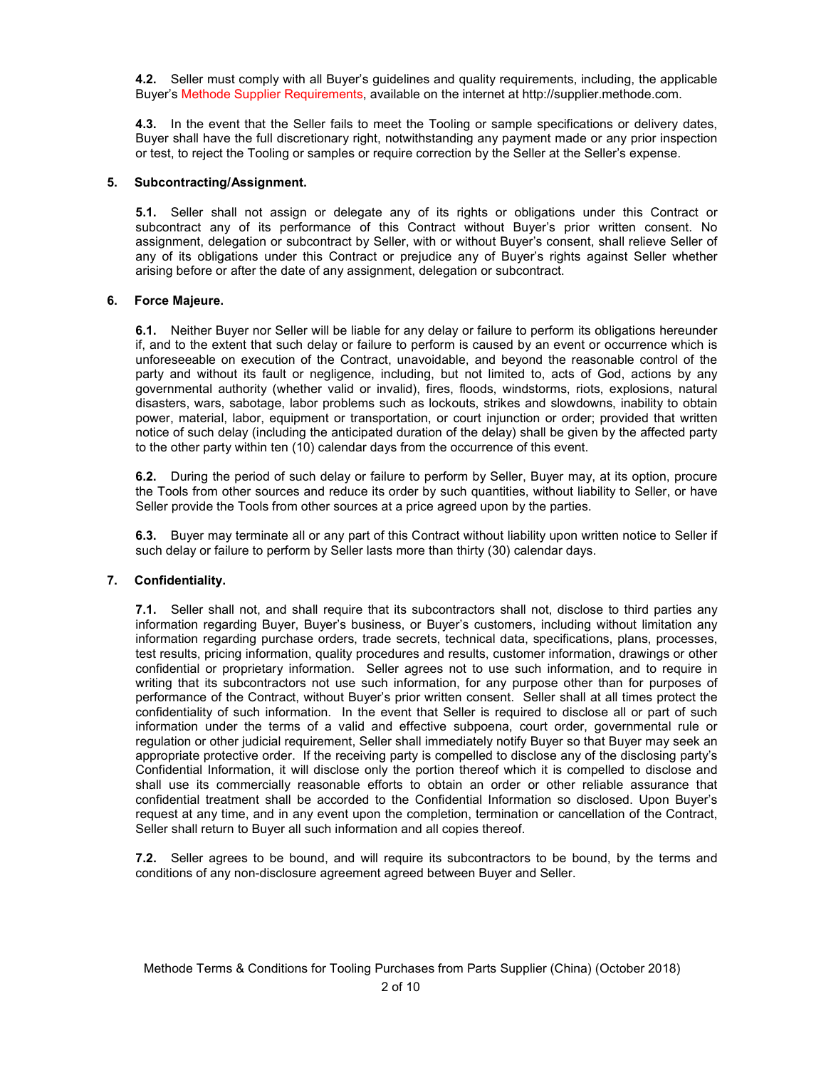**4.2.** Seller must comply with all Buyer's guidelines and quality requirements, including, the applicable Buyer's Methode Supplier Requirements, available on the internet at http://supplier.methode.com.

**4.3.** In the event that the Seller fails to meet the Tooling or sample specifications or delivery dates, Buyer shall have the full discretionary right, notwithstanding any payment made or any prior inspection or test, to reject the Tooling or samples or require correction by the Seller at the Seller's expense.

## 5. Subcontracting/Assignment.

**5.1.** Seller shall not assign or delegate any of its rights or obligations under this Contract or subcontract any of its performance of this Contract without Buyer's prior written consent. No assignment, delegation or subcontract by Seller, with or without Buyer's consent, shall relieve Seller of any of its obligations under this Contract or prejudice any of Buyer's rights against Seller whether arising before or after the date of any assignment, delegation or subcontract.

## 6. Force Majeure.

**6.1.** Neither Buyer nor Seller will be liable for any delay or failure to perform its obligations hereunder if, and to the extent that such delay or failure to perform is caused by an event or occurrence which is unforeseeable on execution of the Contract, unavoidable, and beyond the reasonable control of the party and without its fault or negligence, including, but not limited to, acts of God, actions by any governmental authority (whether valid or invalid), fires, floods, windstorms, riots, explosions, natural disasters, wars, sabotage, labor problems such as lockouts, strikes and slowdowns, inability to obtain power, material, labor, equipment or transportation, or court injunction or order; provided that written notice of such delay (including the anticipated duration of the delay) shall be given by the affected party to the other party within ten (10) calendar days from the occurrence of this event.

**6.2.** During the period of such delay or failure to perform by Seller, Buyer may, at its option, procure the Tools from other sources and reduce its order by such quantities, without liability to Seller, or have Seller provide the Tools from other sources at a price agreed upon by the parties.

**6.3.** Buyer may terminate all or any part of this Contract without liability upon written notice to Seller if such delay or failure to perform by Seller lasts more than thirty (30) calendar days.

## 7. Confidentiality.

**7.1.** Seller shall not, and shall require that its subcontractors shall not, disclose to third parties any information regarding Buyer, Buyer's business, or Buyer's customers, including without limitation any information regarding purchase orders, trade secrets, technical data, specifications, plans, processes, test results, pricing information, quality procedures and results, customer information, drawings or other confidential or proprietary information. Seller agrees not to use such information, and to require in writing that its subcontractors not use such information, for any purpose other than for purposes of performance of the Contract, without Buyer's prior written consent. Seller shall at all times protect the confidentiality of such information. In the event that Seller is required to disclose all or part of such information under the terms of a valid and effective subpoena, court order, governmental rule or regulation or other judicial requirement, Seller shall immediately notify Buyer so that Buyer may seek an appropriate protective order. If the receiving party is compelled to disclose any of the disclosing party's Confidential Information, it will disclose only the portion thereof which it is compelled to disclose and shall use its commercially reasonable efforts to obtain an order or other reliable assurance that confidential treatment shall be accorded to the Confidential Information so disclosed. Upon Buyer's request at any time, and in any event upon the completion, termination or cancellation of the Contract, Seller shall return to Buyer all such information and all copies thereof.

**7.2.** Seller agrees to be bound, and will require its subcontractors to be bound, by the terms and conditions of any non-disclosure agreement agreed between Buyer and Seller.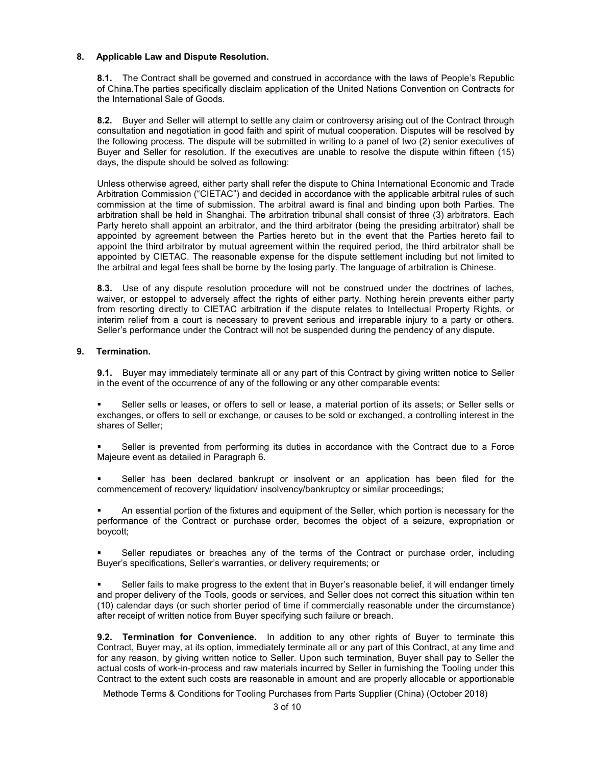## 8. Applicable Law and Dispute Resolution.

**8.1.** The Contract shall be governed and construed in accordance with the laws of People's Republic of China.The parties specifically disclaim application of the United Nations Convention on Contracts for the International Sale of Goods.

**8.2.** Buyer and Seller will attempt to settle any claim or controversy arising out of the Contract through consultation and negotiation in good faith and spirit of mutual cooperation. Disputes will be resolved by the following process. The dispute will be submitted in writing to a panel of two (2) senior executives of Buyer and Seller for resolution. If the executives are unable to resolve the dispute within fifteen (15) days, the dispute should be solved as following:

Unless otherwise agreed, either party shall refer the dispute to China International Economic and Trade Arbitration Commission ("CIETAC") and decided in accordance with the applicable arbitral rules of such commission at the time of submission. The arbitral award is final and binding upon both Parties. The arbitration shall be held in Shanghai. The arbitration tribunal shall consist of three (3) arbitrators. Each Party hereto shall appoint an arbitrator, and the third arbitrator (being the presiding arbitrator) shall be appointed by agreement between the Parties hereto but in the event that the Parties hereto fail to appoint the third arbitrator by mutual agreement within the required period, the third arbitrator shall be appointed by CIETAC. The reasonable expense for the dispute settlement including but not limited to the arbitral and legal fees shall be borne by the losing party. The language of arbitration is Chinese.

**8.3.** Use of any dispute resolution procedure will not be construed under the doctrines of laches, waiver, or estoppel to adversely affect the rights of either party. Nothing herein prevents either party from resorting directly to CIETAC arbitration if the dispute relates to Intellectual Property Rights, or interim relief from a court is necessary to prevent serious and irreparable injury to a party or others. Seller's performance under the Contract will not be suspended during the pendency of any dispute.

## 9. Termination.

**9.1.** Buyer may immediately terminate all or any part of this Contract by giving written notice to Seller in the event of the occurrence of any of the following or any other comparable events:

- Seller sells or leases, or offers to sell or lease, a material portion of its assets; or Seller sells or exchanges, or offers to sell or exchange, or causes to be sold or exchanged, a controlling interest in the shares of Seller;
- Seller is prevented from performing its duties in accordance with the Contract due to a Force Majeure event as detailed in Paragraph 6.
- Seller has been declared bankrupt or insolvent or an application has been filed for the commencement of recovery/ liquidation/ insolvency/bankruptcy or similar proceedings;
- An essential portion of the fixtures and equipment of the Seller, which portion is necessary for the performance of the Contract or purchase order, becomes the object of a seizure, expropriation or boycott;
- Seller repudiates or breaches any of the terms of the Contract or purchase order, including Buyer's specifications, Seller's warranties, or delivery requirements; or
- Seller fails to make progress to the extent that in Buyer's reasonable belief, it will endanger timely and proper delivery of the Tools, goods or services, and Seller does not correct this situation within ten (10) calendar days (or such shorter period of time if commercially reasonable under the circumstance) after receipt of written notice from Buyer specifying such failure or breach.

**9.2. Termination for Convenience.** In addition to any other rights of Buyer to terminate this Contract, Buyer may, at its option, immediately terminate all or any part of this Contract, at any time and for any reason, by giving written notice to Seller. Upon such termination, Buyer shall pay to Seller the actual costs of work-in-process and raw materials incurred by Seller in furnishing the Tooling under this Contract to the extent such costs are reasonable in amount and are properly allocable or apportionable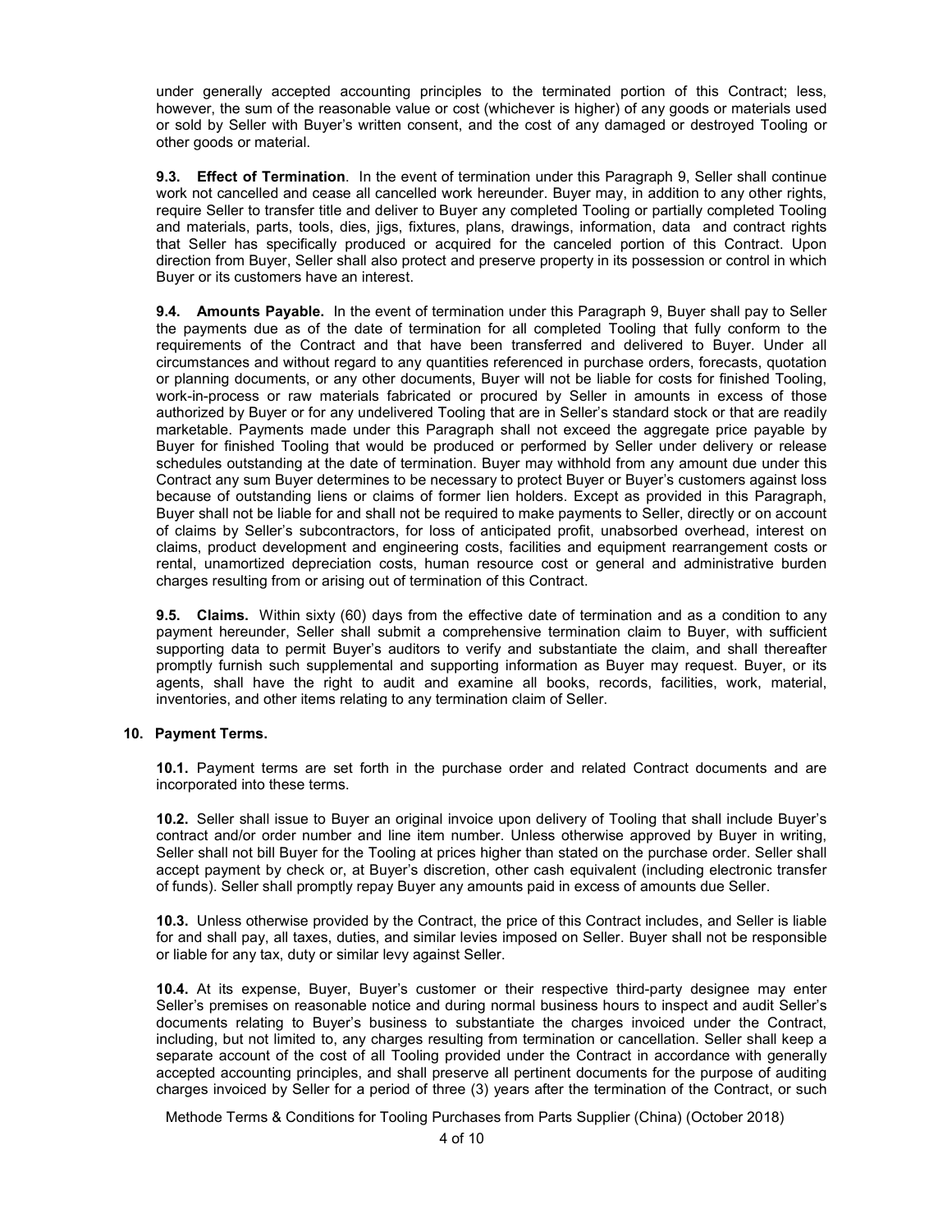under generally accepted accounting principles to the terminated portion of this Contract; less, however, the sum of the reasonable value or cost (whichever is higher) of any goods or materials used or sold by Seller with Buyer's written consent, and the cost of any damaged or destroyed Tooling or other goods or material.

**9.3. Effect of Termination**. In the event of termination under this Paragraph 9, Seller shall continue work not cancelled and cease all cancelled work hereunder. Buyer may, in addition to any other rights, require Seller to transfer title and deliver to Buyer any completed Tooling or partially completed Tooling and materials, parts, tools, dies, jigs, fixtures, plans, drawings, information, data and contract rights that Seller has specifically produced or acquired for the canceled portion of this Contract. Upon direction from Buyer, Seller shall also protect and preserve property in its possession or control in which Buyer or its customers have an interest.

**9.4. Amounts Payable.** In the event of termination under this Paragraph 9, Buyer shall pay to Seller the payments due as of the date of termination for all completed Tooling that fully conform to the requirements of the Contract and that have been transferred and delivered to Buyer. Under all circumstances and without regard to any quantities referenced in purchase orders, forecasts, quotation or planning documents, or any other documents, Buyer will not be liable for costs for finished Tooling, work-in-process or raw materials fabricated or procured by Seller in amounts in excess of those authorized by Buyer or for any undelivered Tooling that are in Seller's standard stock or that are readily marketable. Payments made under this Paragraph shall not exceed the aggregate price payable by Buyer for finished Tooling that would be produced or performed by Seller under delivery or release schedules outstanding at the date of termination. Buyer may withhold from any amount due under this Contract any sum Buyer determines to be necessary to protect Buyer or Buyer's customers against loss because of outstanding liens or claims of former lien holders. Except as provided in this Paragraph, Buyer shall not be liable for and shall not be required to make payments to Seller, directly or on account of claims by Seller's subcontractors, for loss of anticipated profit, unabsorbed overhead, interest on claims, product development and engineering costs, facilities and equipment rearrangement costs or rental, unamortized depreciation costs, human resource cost or general and administrative burden charges resulting from or arising out of termination of this Contract.

**9.5. Claims.** Within sixty (60) days from the effective date of termination and as a condition to any payment hereunder, Seller shall submit a comprehensive termination claim to Buyer, with sufficient supporting data to permit Buyer's auditors to verify and substantiate the claim, and shall thereafter promptly furnish such supplemental and supporting information as Buyer may request. Buyer, or its agents, shall have the right to audit and examine all books, records, facilities, work, material, inventories, and other items relating to any termination claim of Seller.

**10. Payment Terms.**

**10.1.** Payment terms are set forth in the purchase order and related Contract documents and are incorporated into these terms.

**10.2.** Seller shall issue to Buyer an original invoice upon delivery of Tooling that shall include Buyer's contract and/or order number and line item number. Unless otherwise approved by Buyer in writing, Seller shall not bill Buyer for the Tooling at prices higher than stated on the purchase order. Seller shall accept payment by check or, at Buyer's discretion, other cash equivalent (including electronic transfer of funds). Seller shall promptly repay Buyer any amounts paid in excess of amounts due Seller.

**10.3.** Unless otherwise provided by the Contract, the price of this Contract includes, and Seller is liable for and shall pay, all taxes, duties, and similar levies imposed on Seller. Buyer shall not be responsible or liable for any tax, duty or similar levy against Seller.

**10.4.** At its expense, Buyer, Buyer's customer or their respective third-party designee may enter Seller's premises on reasonable notice and during normal business hours to inspect and audit Seller's documents relating to Buyer's business to substantiate the charges invoiced under the Contract, including, but not limited to, any charges resulting from termination or cancellation. Seller shall keep a separate account of the cost of all Tooling provided under the Contract in accordance with generally accepted accounting principles, and shall preserve all pertinent documents for the purpose of auditing charges invoiced by Seller for a period of three (3) years after the termination of the Contract, or such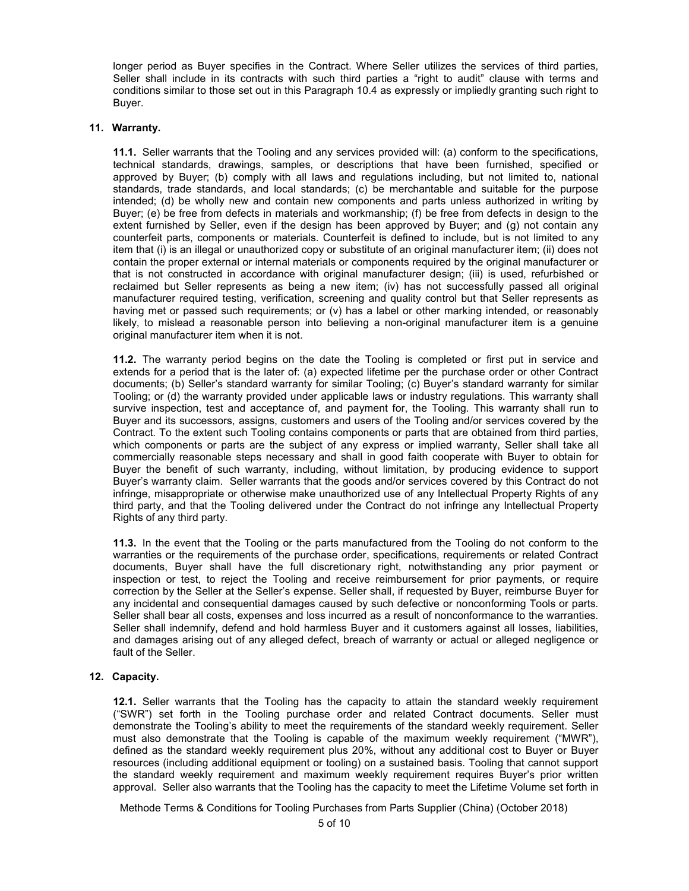longer period as Buyer specifies in the Contract. Where Seller utilizes the services of third parties, Seller shall include in its contracts with such third parties a "right to audit" clause with terms and conditions similar to those set out in this Paragraph 10.4 as expressly or impliedly granting such right to Buyer.

## 11. Warranty.

**11.1.** Seller warrants that the Tooling and any services provided will: (a) conform to the specifications, technical standards, drawings, samples, or descriptions that have been furnished, specified or approved by Buyer; (b) comply with all laws and regulations including, but not limited to, national standards, trade standards, and local standards; (c) be merchantable and suitable for the purpose intended; (d) be wholly new and contain new components and parts unless authorized in writing by Buyer; (e) be free from defects in materials and workmanship; (f) be free from defects in design to the extent furnished by Seller, even if the design has been approved by Buyer; and (g) not contain any counterfeit parts, components or materials. Counterfeit is defined to include, but is not limited to any item that (i) is an illegal or unauthorized copy or substitute of an original manufacturer item; (ii) does not contain the proper external or internal materials or components required by the original manufacturer or that is not constructed in accordance with original manufacturer design; (iii) is used, refurbished or reclaimed but Seller represents as being a new item; (iv) has not successfully passed all original manufacturer required testing, verification, screening and quality control but that Seller represents as having met or passed such requirements; or (v) has a label or other marking intended, or reasonably likely, to mislead a reasonable person into believing a non-original manufacturer item is a genuine original manufacturer item when it is not.

**11.2.** The warranty period begins on the date the Tooling is completed or first put in service and extends for a period that is the later of: (a) expected lifetime per the purchase order or other Contract documents; (b) Seller's standard warranty for similar Tooling; (c) Buyer's standard warranty for similar Tooling; or (d) the warranty provided under applicable laws or industry regulations. This warranty shall survive inspection, test and acceptance of, and payment for, the Tooling. This warranty shall run to Buyer and its successors, assigns, customers and users of the Tooling and/or services covered by the Contract. To the extent such Tooling contains components or parts that are obtained from third parties, which components or parts are the subject of any express or implied warranty, Seller shall take all commercially reasonable steps necessary and shall in good faith cooperate with Buyer to obtain for Buyer the benefit of such warranty, including, without limitation, by producing evidence to support Buyer's warranty claim. Seller warrants that the goods and/or services covered by this Contract do not infringe, misappropriate or otherwise make unauthorized use of any Intellectual Property Rights of any third party, and that the Tooling delivered under the Contract do not infringe any Intellectual Property Rights of any third party.

**11.3.** In the event that the Tooling or the parts manufactured from the Tooling do not conform to the warranties or the requirements of the purchase order, specifications, requirements or related Contract documents, Buyer shall have the full discretionary right, notwithstanding any prior payment or inspection or test, to reject the Tooling and receive reimbursement for prior payments, or require correction by the Seller at the Seller's expense. Seller shall, if requested by Buyer, reimburse Buyer for any incidental and consequential damages caused by such defective or nonconforming Tools or parts. Seller shall bear all costs, expenses and loss incurred as a result of nonconformance to the warranties. Seller shall indemnify, defend and hold harmless Buyer and it customers against all losses, liabilities, and damages arising out of any alleged defect, breach of warranty or actual or alleged negligence or fault of the Seller.

## 12. Capacity.

**12.1.** Seller warrants that the Tooling has the capacity to attain the standard weekly requirement ("SWR") set forth in the Tooling purchase order and related Contract documents. Seller must demonstrate the Tooling's ability to meet the requirements of the standard weekly requirement. Seller must also demonstrate that the Tooling is capable of the maximum weekly requirement ("MWR"), defined as the standard weekly requirement plus 20%, without any additional cost to Buyer or Buyer resources (including additional equipment or tooling) on a sustained basis. Tooling that cannot support the standard weekly requirement and maximum weekly requirement requires Buyer's prior written approval. Seller also warrants that the Tooling has the capacity to meet the Lifetime Volume set forth in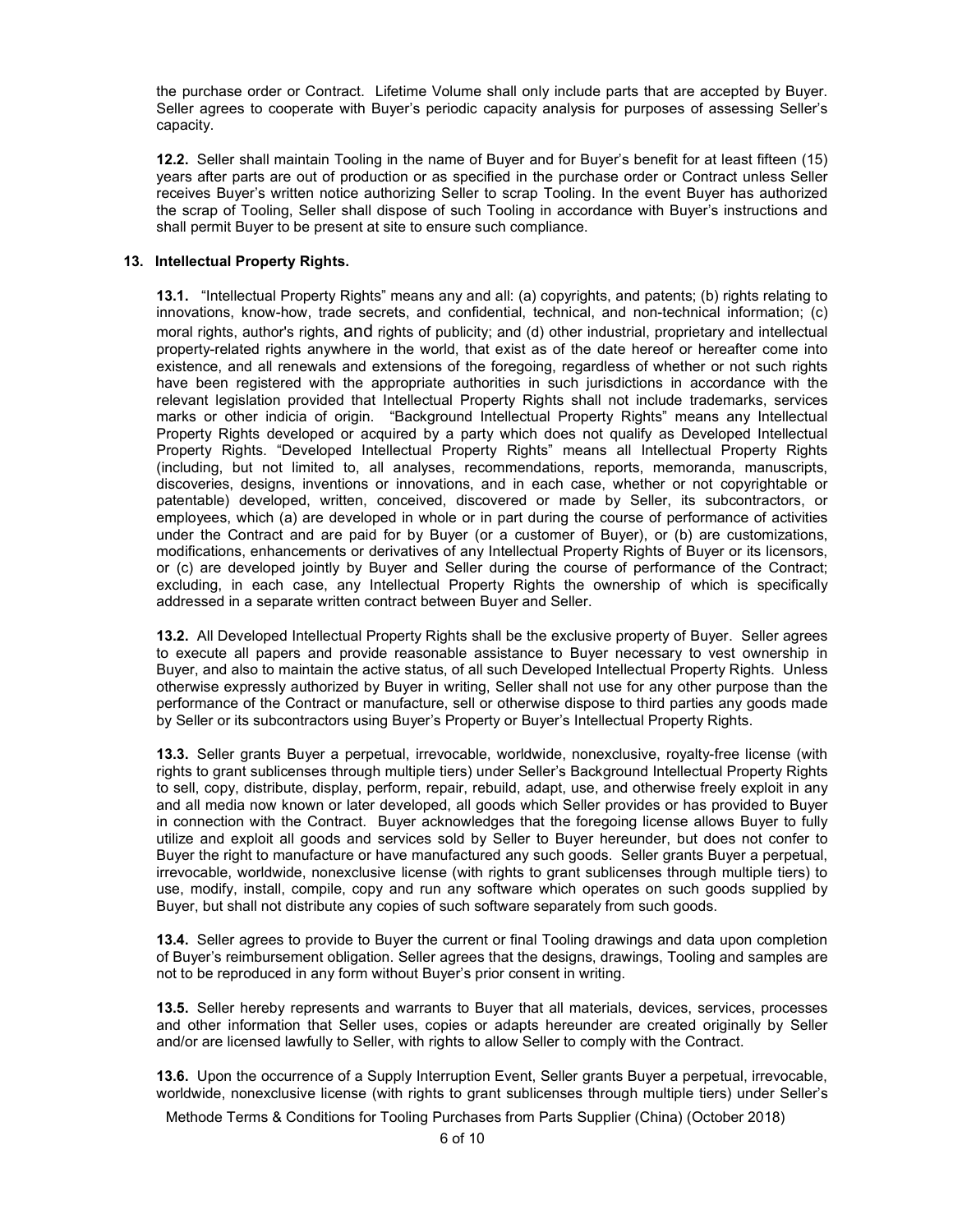the purchase order or Contract. Lifetime Volume shall only include parts that are accepted by Buyer. Seller agrees to cooperate with Buyer's periodic capacity analysis for purposes of assessing Seller's capacity.

**12.2.** Seller shall maintain Tooling in the name of Buyer and for Buyer's benefit for at least fifteen (15) years after parts are out of production or as specified in the purchase order or Contract unless Seller receives Buyer's written notice authorizing Seller to scrap Tooling. In the event Buyer has authorized the scrap of Tooling, Seller shall dispose of such Tooling in accordance with Buyer's instructions and shall permit Buyer to be present at site to ensure such compliance.

**13. Intellectual Property Rights.**

**13.1.** "Intellectual Property Rights" means any and all: (a) copyrights, and patents; (b) rights relating to innovations, know-how, trade secrets, and confidential, technical, and non-technical information; (c) moral rights, author's rights, and rights of publicity; and (d) other industrial, proprietary and intellectual property-related rights anywhere in the world, that exist as of the date hereof or hereafter come into existence, and all renewals and extensions of the foregoing, regardless of whether or not such rights have been registered with the appropriate authorities in such jurisdictions in accordance with the relevant legislation provided that Intellectual Property Rights shall not include trademarks, services marks or other indicia of origin. "Background Intellectual Property Rights" means any Intellectual Property Rights developed or acquired by a party which does not qualify as Developed Intellectual Property Rights. "Developed Intellectual Property Rights" means all Intellectual Property Rights (including, but not limited to, all analyses, recommendations, reports, memoranda, manuscripts, discoveries, designs, inventions or innovations, and in each case, whether or not copyrightable or patentable) developed, written, conceived, discovered or made by Seller, its subcontractors, or employees, which (a) are developed in whole or in part during the course of performance of activities under the Contract and are paid for by Buyer (or a customer of Buyer), or (b) are customizations, modifications, enhancements or derivatives of any Intellectual Property Rights of Buyer or its licensors, or (c) are developed jointly by Buyer and Seller during the course of performance of the Contract; excluding, in each case, any Intellectual Property Rights the ownership of which is specifically addressed in a separate written contract between Buyer and Seller.

**13.2.** All Developed Intellectual Property Rights shall be the exclusive property of Buyer. Seller agrees to execute all papers and provide reasonable assistance to Buyer necessary to vest ownership in Buyer, and also to maintain the active status, of all such Developed Intellectual Property Rights. Unless otherwise expressly authorized by Buyer in writing, Seller shall not use for any other purpose than the performance of the Contract or manufacture, sell or otherwise dispose to third parties any goods made by Seller or its subcontractors using Buyer's Property or Buyer's Intellectual Property Rights.

**13.3.** Seller grants Buyer a perpetual, irrevocable, worldwide, nonexclusive, royalty-free license (with rights to grant sublicenses through multiple tiers) under Seller's Background Intellectual Property Rights to sell, copy, distribute, display, perform, repair, rebuild, adapt, use, and otherwise freely exploit in any and all media now known or later developed, all goods which Seller provides or has provided to Buyer in connection with the Contract. Buyer acknowledges that the foregoing license allows Buyer to fully utilize and exploit all goods and services sold by Seller to Buyer hereunder, but does not confer to Buyer the right to manufacture or have manufactured any such goods. Seller grants Buyer a perpetual, irrevocable, worldwide, nonexclusive license (with rights to grant sublicenses through multiple tiers) to use, modify, install, compile, copy and run any software which operates on such goods supplied by Buyer, but shall not distribute any copies of such software separately from such goods.

**13.4.** Seller agrees to provide to Buyer the current or final Tooling drawings and data upon completion of Buyer's reimbursement obligation. Seller agrees that the designs, drawings, Tooling and samples are not to be reproduced in any form without Buyer's prior consent in writing.

**13.5.** Seller hereby represents and warrants to Buyer that all materials, devices, services, processes and other information that Seller uses, copies or adapts hereunder are created originally by Seller and/or are licensed lawfully to Seller, with rights to allow Seller to comply with the Contract.

**13.6.** Upon the occurrence of a Supply Interruption Event, Seller grants Buyer a perpetual, irrevocable, worldwide, nonexclusive license (with rights to grant sublicenses through multiple tiers) under Seller's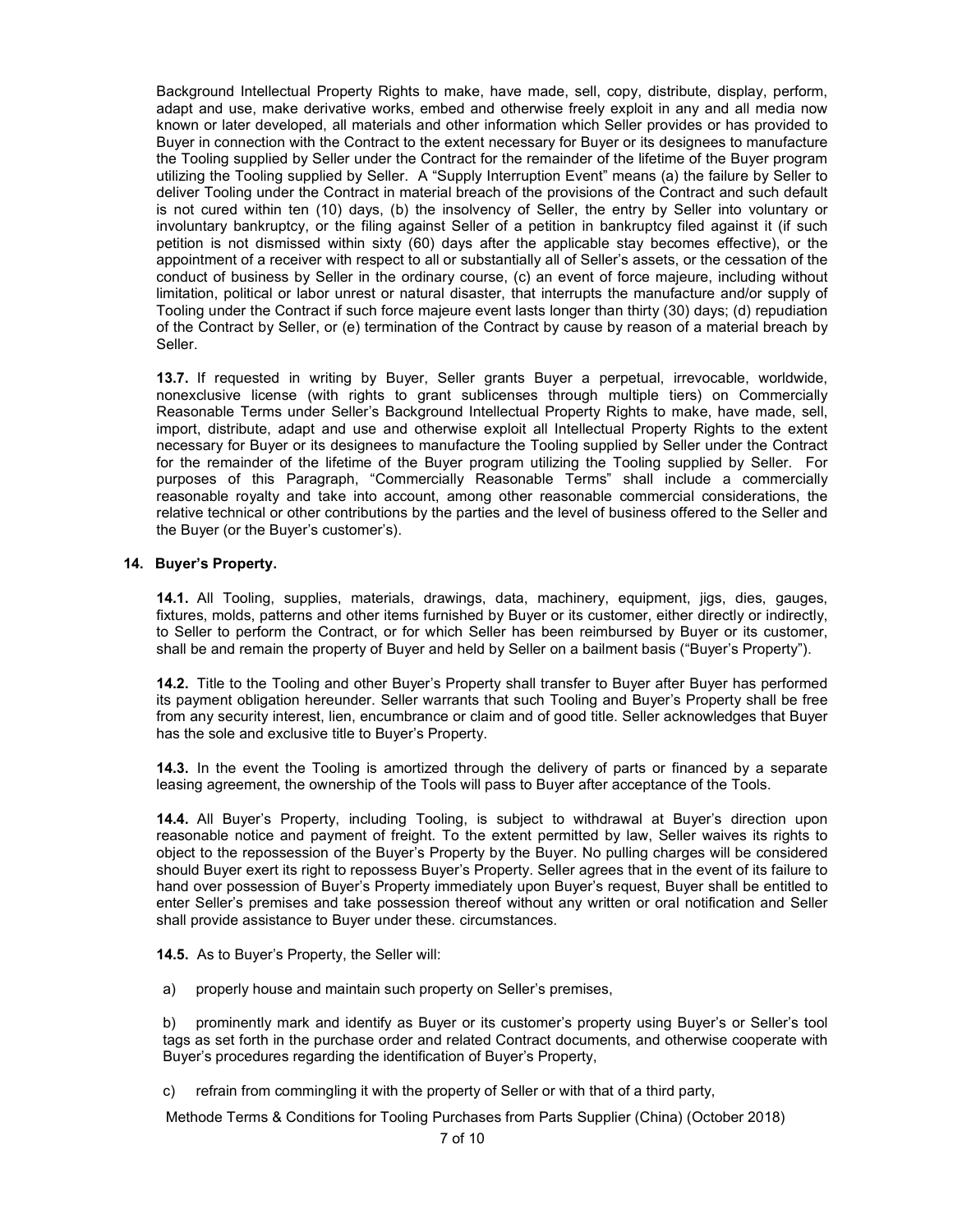Background Intellectual Property Rights to make, have made, sell, copy, distribute, display, perform, adapt and use, make derivative works, embed and otherwise freely exploit in any and all media now known or later developed, all materials and other information which Seller provides or has provided to Buyer in connection with the Contract to the extent necessary for Buyer or its designees to manufacture the Tooling supplied by Seller under the Contract for the remainder of the lifetime of the Buyer program utilizing the Tooling supplied by Seller. A "Supply Interruption Event" means (a) the failure by Seller to deliver Tooling under the Contract in material breach of the provisions of the Contract and such default is not cured within ten (10) days, (b) the insolvency of Seller, the entry by Seller into voluntary or involuntary bankruptcy, or the filing against Seller of a petition in bankruptcy filed against it (if such petition is not dismissed within sixty (60) days after the applicable stay becomes effective), or the appointment of a receiver with respect to all or substantially all of Seller's assets, or the cessation of the conduct of business by Seller in the ordinary course, (c) an event of force majeure, including without limitation, political or labor unrest or natural disaster, that interrupts the manufacture and/or supply of Tooling under the Contract if such force majeure event lasts longer than thirty (30) days; (d) repudiation of the Contract by Seller, or (e) termination of the Contract by cause by reason of a material breach by Seller.

**13.7.** If requested in writing by Buyer, Seller grants Buyer a perpetual, irrevocable, worldwide, nonexclusive license (with rights to grant sublicenses through multiple tiers) on Commercially Reasonable Terms under Seller's Background Intellectual Property Rights to make, have made, sell, import, distribute, adapt and use and otherwise exploit all Intellectual Property Rights to the extent necessary for Buyer or its designees to manufacture the Tooling supplied by Seller under the Contract for the remainder of the lifetime of the Buyer program utilizing the Tooling supplied by Seller. For purposes of this Paragraph, "Commercially Reasonable Terms" shall include a commercially reasonable royalty and take into account, among other reasonable commercial considerations, the relative technical or other contributions by the parties and the level of business offered to the Seller and the Buyer (or the Buyer's customer's).

## 14. Buyer's Property.

**14.1.** All Tooling, supplies, materials, drawings, data, machinery, equipment, jigs, dies, gauges, fixtures, molds, patterns and other items furnished by Buyer or its customer, either directly or indirectly, to Seller to perform the Contract, or for which Seller has been reimbursed by Buyer or its customer, shall be and remain the property of Buyer and held by Seller on a bailment basis ("Buyer's Property").

**14.2.** Title to the Tooling and other Buyer's Property shall transfer to Buyer after Buyer has performed its payment obligation hereunder. Seller warrants that such Tooling and Buyer's Property shall be free from any security interest, lien, encumbrance or claim and of good title. Seller acknowledges that Buyer has the sole and exclusive title to Buyer's Property.

**14.3.** In the event the Tooling is amortized through the delivery of parts or financed by a separate leasing agreement, the ownership of the Tools will pass to Buyer after acceptance of the Tools.

**14.4.** All Buyer's Property, including Tooling, is subject to withdrawal at Buyer's direction upon reasonable notice and payment of freight. To the extent permitted by law, Seller waives its rights to object to the repossession of the Buyer's Property by the Buyer. No pulling charges will be considered should Buyer exert its right to repossess Buyer's Property. Seller agrees that in the event of its failure to hand over possession of Buyer's Property immediately upon Buyer's request, Buyer shall be entitled to enter Seller's premises and take possession thereof without any written or oral notification and Seller shall provide assistance to Buyer under these. circumstances.

**14.5.** As to Buyer's Property, the Seller will:

a) properly house and maintain such property on Seller's premises,

b) prominently mark and identify as Buyer or its customer's property using Buyer's or Seller's tool tags as set forth in the purchase order and related Contract documents, and otherwise cooperate with Buyer's procedures regarding the identification of Buyer's Property,

c) refrain from commingling it with the property of Seller or with that of a third party,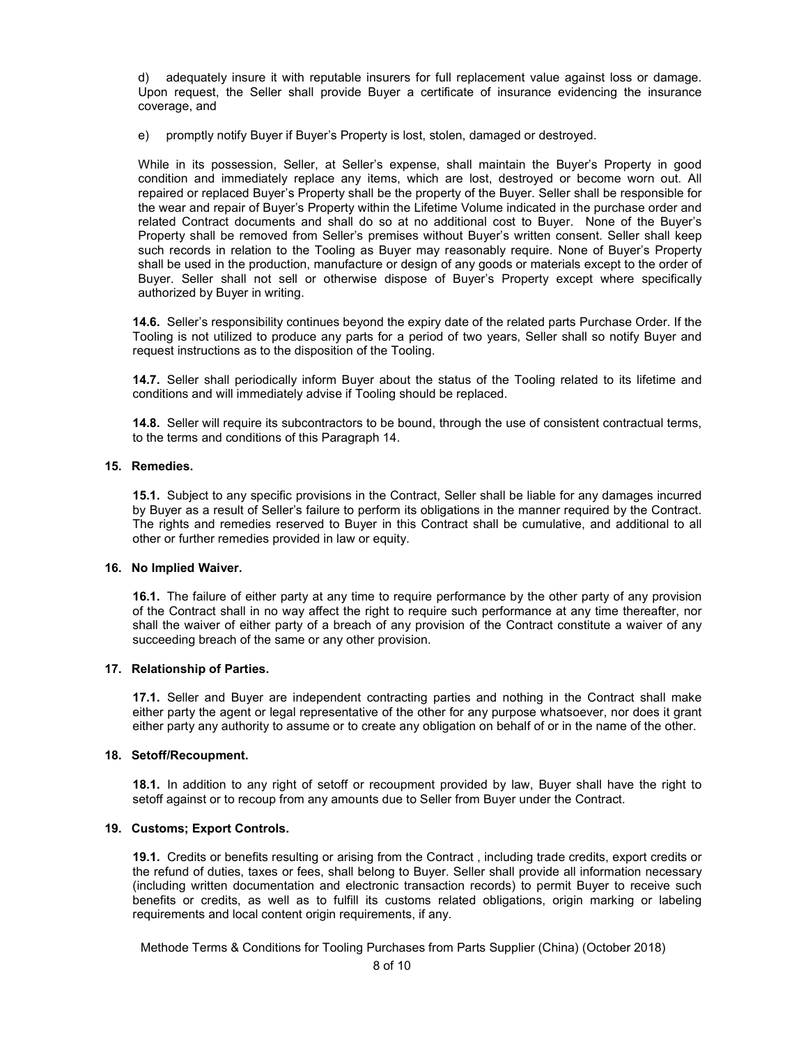d) adequately insure it with reputable insurers for full replacement value against loss or damage. Upon request, the Seller shall provide Buyer a certificate of insurance evidencing the insurance coverage, and

e) promptly notify Buyer if Buyer's Property is lost, stolen, damaged or destroyed.

While in its possession, Seller, at Seller's expense, shall maintain the Buyer's Property in good condition and immediately replace any items, which are lost, destroyed or become worn out. All repaired or replaced Buyer's Property shall be the property of the Buyer. Seller shall be responsible for the wear and repair of Buyer's Property within the Lifetime Volume indicated in the purchase order and related Contract documents and shall do so at no additional cost to Buyer. None of the Buyer's Property shall be removed from Seller's premises without Buyer's written consent. Seller shall keep such records in relation to the Tooling as Buyer may reasonably require. None of Buyer's Property shall be used in the production, manufacture or design of any goods or materials except to the order of Buyer. Seller shall not sell or otherwise dispose of Buyer's Property except where specifically authorized by Buyer in writing.

**14.6.** Seller's responsibility continues beyond the expiry date of the related parts Purchase Order. If the Tooling is not utilized to produce any parts for a period of two years, Seller shall so notify Buyer and request instructions as to the disposition of the Tooling.

**14.7.** Seller shall periodically inform Buyer about the status of the Tooling related to its lifetime and conditions and will immediately advise if Tooling should be replaced.

**14.8.** Seller will require its subcontractors to be bound, through the use of consistent contractual terms, to the terms and conditions of this Paragraph 14.

**15. Remedies.**

**15.1.** Subject to any specific provisions in the Contract, Seller shall be liable for any damages incurred by Buyer as a result of Seller's failure to perform its obligations in the manner required by the Contract. The rights and remedies reserved to Buyer in this Contract shall be cumulative, and additional to all other or further remedies provided in law or equity.

**16. No Implied Waiver.**

**16.1.** The failure of either party at any time to require performance by the other party of any provision of the Contract shall in no way affect the right to require such performance at any time thereafter, nor shall the waiver of either party of a breach of any provision of the Contract constitute a waiver of any succeeding breach of the same or any other provision.

**17. Relationship of Parties.**

**17.1.** Seller and Buyer are independent contracting parties and nothing in the Contract shall make either party the agent or legal representative of the other for any purpose whatsoever, nor does it grant either party any authority to assume or to create any obligation on behalf of or in the name of the other.

**18. Setoff/Recoupment.**

**18.1.** In addition to any right of setoff or recoupment provided by law, Buyer shall have the right to setoff against or to recoup from any amounts due to Seller from Buyer under the Contract.

**19. Customs; Export Controls.**

**19.1.** Credits or benefits resulting or arising from the Contract , including trade credits, export credits or the refund of duties, taxes or fees, shall belong to Buyer. Seller shall provide all information necessary (including written documentation and electronic transaction records) to permit Buyer to receive such benefits or credits, as well as to fulfill its customs related obligations, origin marking or labeling requirements and local content origin requirements, if any.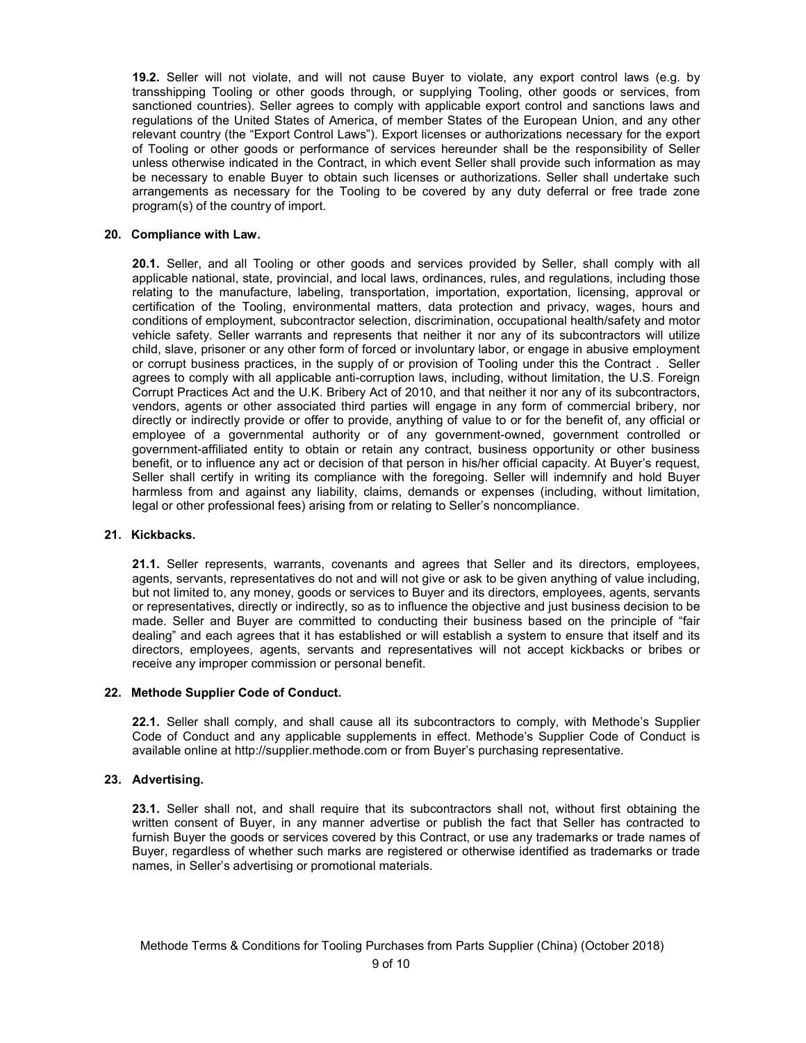**19.2.** Seller will not violate, and will not cause Buyer to violate, any export control laws (e.g. by transshipping Tooling or other goods through, or supplying Tooling, other goods or services, from sanctioned countries). Seller agrees to comply with applicable export control and sanctions laws and regulations of the United States of America, of member States of the European Union, and any other relevant country (the "Export Control Laws"). Export licenses or authorizations necessary for the export of Tooling or other goods or performance of services hereunder shall be the responsibility of Seller unless otherwise indicated in the Contract, in which event Seller shall provide such information as may be necessary to enable Buyer to obtain such licenses or authorizations. Seller shall undertake such arrangements as necessary for the Tooling to be covered by any duty deferral or free trade zone program(s) of the country of import.

## 20. Compliance with Law.

**20.1.** Seller, and all Tooling or other goods and services provided by Seller, shall comply with all applicable national, state, provincial, and local laws, ordinances, rules, and regulations, including those relating to the manufacture, labeling, transportation, importation, exportation, licensing, approval or certification of the Tooling, environmental matters, data protection and privacy, wages, hours and conditions of employment, subcontractor selection, discrimination, occupational health/safety and motor vehicle safety. Seller warrants and represents that neither it nor any of its subcontractors will utilize child, slave, prisoner or any other form of forced or involuntary labor, or engage in abusive employment or corrupt business practices, in the supply of or provision of Tooling under this the Contract . Seller agrees to comply with all applicable anti-corruption laws, including, without limitation, the U.S. Foreign Corrupt Practices Act and the U.K. Bribery Act of 2010, and that neither it nor any of its subcontractors, vendors, agents or other associated third parties will engage in any form of commercial bribery, nor directly or indirectly provide or offer to provide, anything of value to or for the benefit of, any official or employee of a governmental authority or of any government-owned, government controlled or government-affiliated entity to obtain or retain any contract, business opportunity or other business benefit, or to influence any act or decision of that person in his/her official capacity. At Buyer's request, Seller shall certify in writing its compliance with the foregoing. Seller will indemnify and hold Buyer harmless from and against any liability, claims, demands or expenses (including, without limitation, legal or other professional fees) arising from or relating to Seller's noncompliance.

## 21. Kickbacks.

**21.1.** Seller represents, warrants, covenants and agrees that Seller and its directors, employees, agents, servants, representatives do not and will not give or ask to be given anything of value including, but not limited to, any money, goods or services to Buyer and its directors, employees, agents, servants or representatives, directly or indirectly, so as to influence the objective and just business decision to be made. Seller and Buyer are committed to conducting their business based on the principle of "fair dealing" and each agrees that it has established or will establish a system to ensure that itself and its directors, employees, agents, servants and representatives will not accept kickbacks or bribes or receive any improper commission or personal benefit.

## 22. Methode Supplier Code of Conduct.

**22.1.** Seller shall comply, and shall cause all its subcontractors to comply, with Methode's Supplier Code of Conduct and any applicable supplements in effect. Methode's Supplier Code of Conduct is available online at http://supplier.methode.com or from Buyer's purchasing representative.

## 23. Advertising.

**23.1.** Seller shall not, and shall require that its subcontractors shall not, without first obtaining the written consent of Buyer, in any manner advertise or publish the fact that Seller has contracted to furnish Buyer the goods or services covered by this Contract, or use any trademarks or trade names of Buyer, regardless of whether such marks are registered or otherwise identified as trademarks or trade names, in Seller's advertising or promotional materials.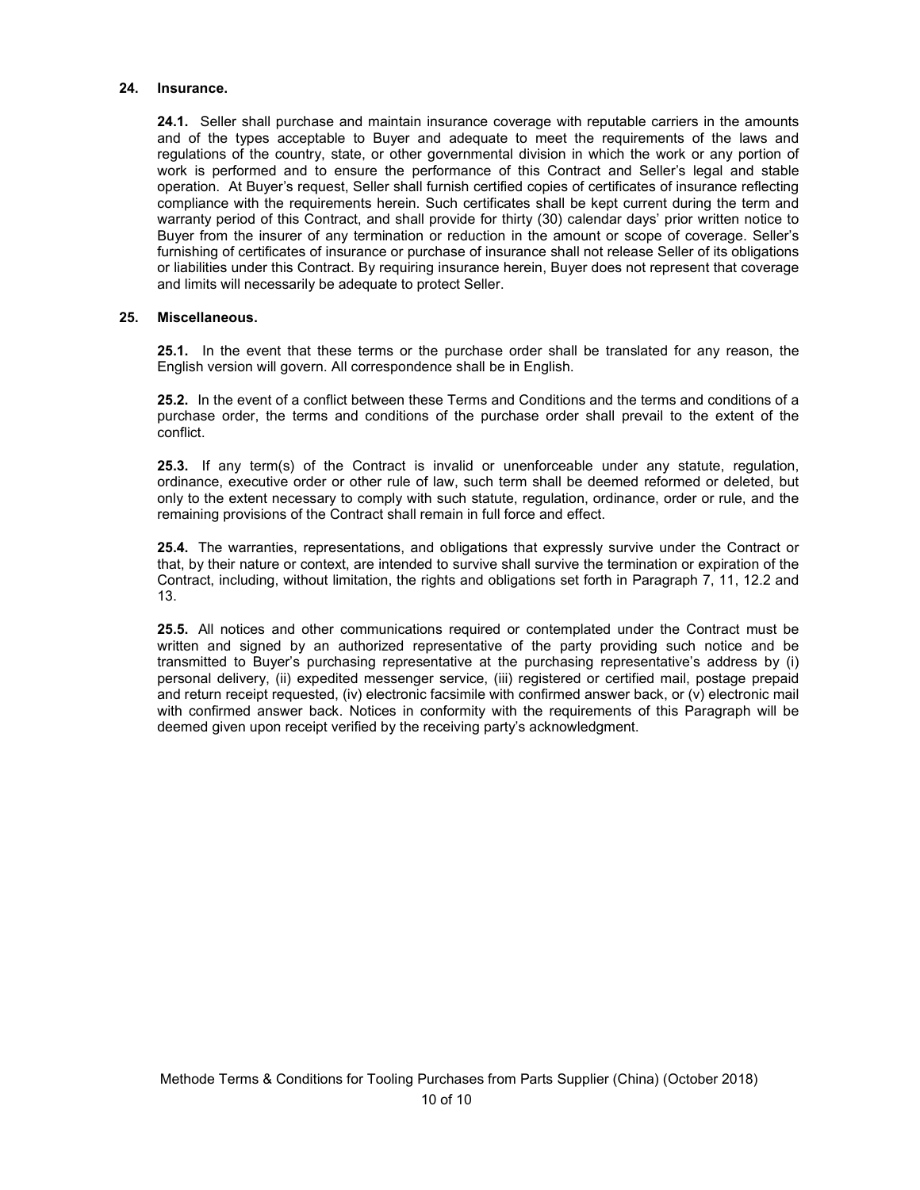**24. Insurance.**

**24.1.** Seller shall purchase and maintain insurance coverage with reputable carriers in the amounts and of the types acceptable to Buyer and adequate to meet the requirements of the laws and regulations of the country, state, or other governmental division in which the work or any portion of work is performed and to ensure the performance of this Contract and Seller's legal and stable operation. At Buyer's request, Seller shall furnish certified copies of certificates of insurance reflecting compliance with the requirements herein. Such certificates shall be kept current during the term and warranty period of this Contract, and shall provide for thirty (30) calendar days' prior written notice to Buyer from the insurer of any termination or reduction in the amount or scope of coverage. Seller's furnishing of certificates of insurance or purchase of insurance shall not release Seller of its obligations or liabilities under this Contract. By requiring insurance herein, Buyer does not represent that coverage and limits will necessarily be adequate to protect Seller.

**25. Miscellaneous.**

**25.1.** In the event that these terms or the purchase order shall be translated for any reason, the English version will govern. All correspondence shall be in English.

**25.2.** In the event of a conflict between these Terms and Conditions and the terms and conditions of a purchase order, the terms and conditions of the purchase order shall prevail to the extent of the conflict.

**25.3.** If any term(s) of the Contract is invalid or unenforceable under any statute, regulation, ordinance, executive order or other rule of law, such term shall be deemed reformed or deleted, but only to the extent necessary to comply with such statute, regulation, ordinance, order or rule, and the remaining provisions of the Contract shall remain in full force and effect.

**25.4.** The warranties, representations, and obligations that expressly survive under the Contract or that, by their nature or context, are intended to survive shall survive the termination or expiration of the Contract, including, without limitation, the rights and obligations set forth in Paragraph 7, 11, 12.2 and 13.

**25.5.** All notices and other communications required or contemplated under the Contract must be written and signed by an authorized representative of the party providing such notice and be transmitted to Buyer's purchasing representative at the purchasing representative's address by (i) personal delivery, (ii) expedited messenger service, (iii) registered or certified mail, postage prepaid and return receipt requested, (iv) electronic facsimile with confirmed answer back, or (v) electronic mail with confirmed answer back. Notices in conformity with the requirements of this Paragraph will be deemed given upon receipt verified by the receiving party's acknowledgment.